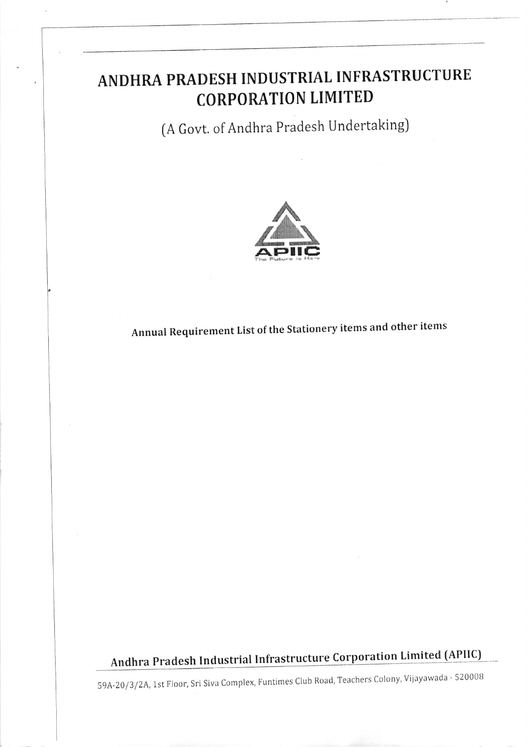# ANDHRA PRADESH INDUSTRIAL INFRASTRUCTURE CORPORATION LIMITED

(A Govt. of Andhra Pradesh Undertaking)

APIIC
The Future is Here

**Annual Requirement List of the Stationery items and other items**

**Andhra Pradesh Industrial Infrastructure Corporation Limited (APIIC)**

59A-20/3/2A, 1st Floor, Sri Siva Complex, Funtimes Club Road, Teachers Colony, Vijayawada - 520008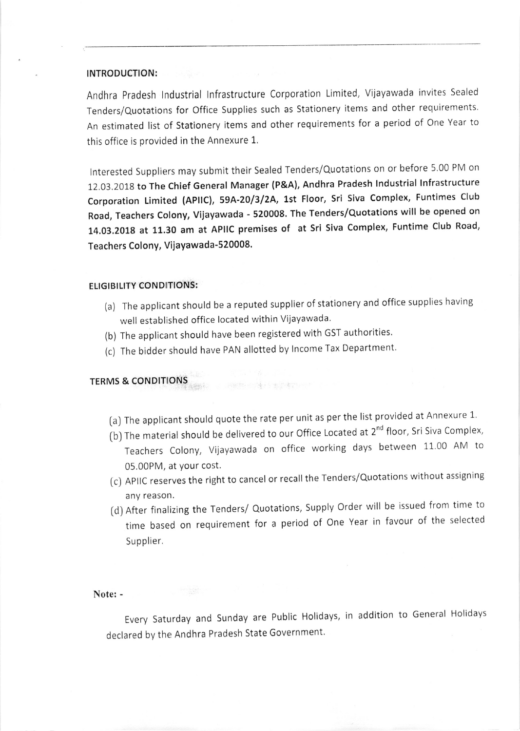## INTRODUCTION:

Andhra Pradesh Industrial Infrastructure Corporation Limited, Vijayawada invites Sealed Tenders/Quotations for Office Supplies such as Stationery items and other requirements. An estimated list of Stationery items and other requirements for a period of One Year to this office is provided in the Annexure 1.

Interested Suppliers may submit their Sealed Tenders/Quotations on or before 5.00 PM on 12.03.2018 **to The Chief General Manager (P&A), Andhra Pradesh Industrial Infrastructure Corporation Limited (APIIC), 59A-20/3/2A, 1st Floor, Sri Siva Complex, Funtimes Club Road, Teachers Colony, Vijayawada - 520008. The Tenders/Quotations will be opened on 14.03.2018 at 11.30 am at APIIC premises of at Sri Siva Complex, Funtime Club Road, Teachers Colony, Vijayawada-520008.**

## ELIGIBILITY CONDITIONS:

(a) The applicant should be a reputed supplier of stationery and office supplies having well established office located within Vijayawada.
(b) The applicant should have been registered with GST authorities.
(c) The bidder should have PAN allotted by Income Tax Department.

## TERMS & CONDITIONS

(a) The applicant should quote the rate per unit as per the list provided at Annexure 1.
(b) The material should be delivered to our Office Located at 2nd floor, Sri Siva Complex, Teachers Colony, Vijayawada on office working days between 11.00 AM to 05.00PM, at your cost.
(c) APIIC reserves the right to cancel or recall the Tenders/Quotations without assigning any reason.
(d) After finalizing the Tenders/ Quotations, Supply Order will be issued from time to time based on requirement for a period of One Year in favour of the selected Supplier.

**Note: -**

Every Saturday and Sunday are Public Holidays, in addition to General Holidays declared by the Andhra Pradesh State Government.